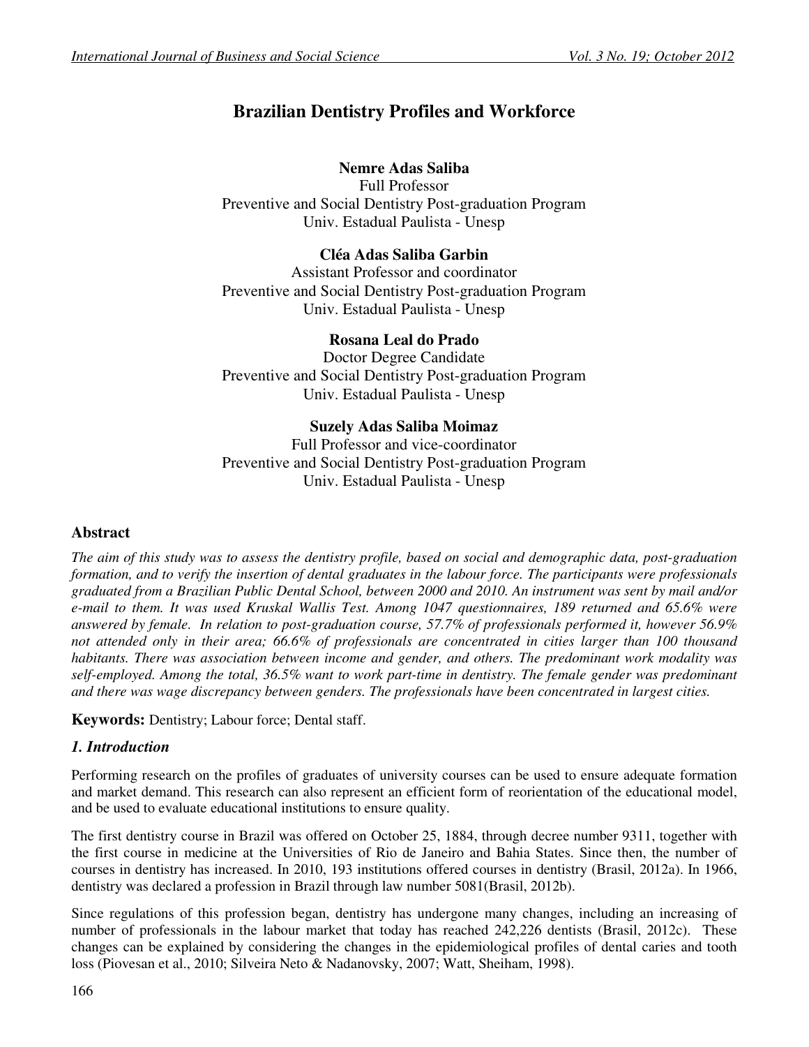# Brazilian Dentistry Profiles and Workforce

**Nemre Adas Saliba**
Full Professor
Preventive and Social Dentistry Post-graduation Program
Univ. Estadual Paulista - Unesp

**Cléa Adas Saliba Garbin**
Assistant Professor and coordinator
Preventive and Social Dentistry Post-graduation Program
Univ. Estadual Paulista - Unesp

**Rosana Leal do Prado**
Doctor Degree Candidate
Preventive and Social Dentistry Post-graduation Program
Univ. Estadual Paulista - Unesp

**Suzely Adas Saliba Moimaz**
Full Professor and vice-coordinator
Preventive and Social Dentistry Post-graduation Program
Univ. Estadual Paulista - Unesp

## Abstract

*The aim of this study was to assess the dentistry profile, based on social and demographic data, post-graduation formation, and to verify the insertion of dental graduates in the labour force. The participants were professionals graduated from a Brazilian Public Dental School, between 2000 and 2010. An instrument was sent by mail and/or e-mail to them. It was used Kruskal Wallis Test. Among 1047 questionnaires, 189 returned and 65.6% were answered by female. In relation to post-graduation course, 57.7% of professionals performed it, however 56.9% not attended only in their area; 66.6% of professionals are concentrated in cities larger than 100 thousand habitants. There was association between income and gender, and others. The predominant work modality was self-employed. Among the total, 36.5% want to work part-time in dentistry. The female gender was predominant and there was wage discrepancy between genders. The professionals have been concentrated in largest cities.*

**Keywords:** Dentistry; Labour force; Dental staff.

## *1. Introduction*

Performing research on the profiles of graduates of university courses can be used to ensure adequate formation and market demand. This research can also represent an efficient form of reorientation of the educational model, and be used to evaluate educational institutions to ensure quality.

The first dentistry course in Brazil was offered on October 25, 1884, through decree number 9311, together with the first course in medicine at the Universities of Rio de Janeiro and Bahia States. Since then, the number of courses in dentistry has increased. In 2010, 193 institutions offered courses in dentistry (Brasil, 2012a). In 1966, dentistry was declared a profession in Brazil through law number 5081(Brasil, 2012b).

Since regulations of this profession began, dentistry has undergone many changes, including an increasing of number of professionals in the labour market that today has reached 242,226 dentists (Brasil, 2012c). These changes can be explained by considering the changes in the epidemiological profiles of dental caries and tooth loss (Piovesan et al., 2010; Silveira Neto & Nadanovsky, 2007; Watt, Sheiham, 1998).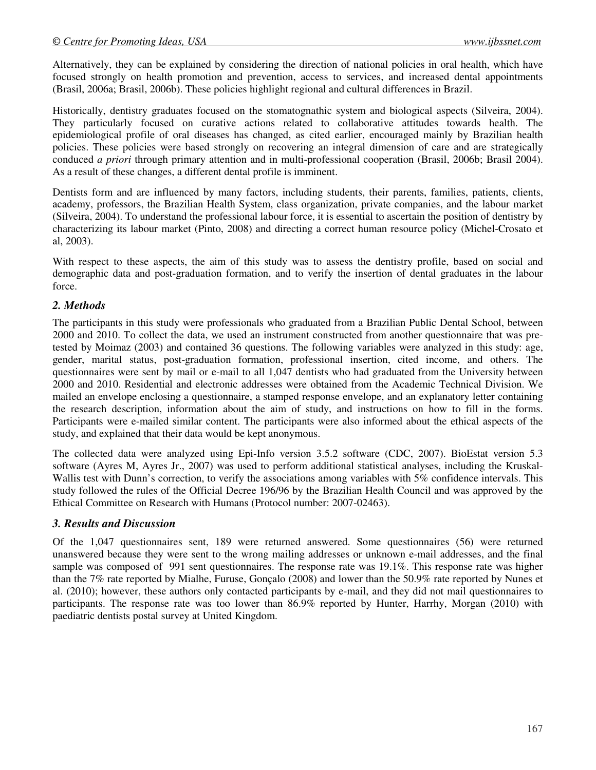Alternatively, they can be explained by considering the direction of national policies in oral health, which have focused strongly on health promotion and prevention, access to services, and increased dental appointments (Brasil, 2006a; Brasil, 2006b). These policies highlight regional and cultural differences in Brazil.

Historically, dentistry graduates focused on the stomatognathic system and biological aspects (Silveira, 2004). They particularly focused on curative actions related to collaborative attitudes towards health. The epidemiological profile of oral diseases has changed, as cited earlier, encouraged mainly by Brazilian health policies. These policies were based strongly on recovering an integral dimension of care and are strategically conduced *a priori* through primary attention and in multi-professional cooperation (Brasil, 2006b; Brasil 2004). As a result of these changes, a different dental profile is imminent.

Dentists form and are influenced by many factors, including students, their parents, families, patients, clients, academy, professors, the Brazilian Health System, class organization, private companies, and the labour market (Silveira, 2004). To understand the professional labour force, it is essential to ascertain the position of dentistry by characterizing its labour market (Pinto, 2008) and directing a correct human resource policy (Michel-Crosato et al, 2003).

With respect to these aspects, the aim of this study was to assess the dentistry profile, based on social and demographic data and post-graduation formation, and to verify the insertion of dental graduates in the labour force.

## *2. Methods*

The participants in this study were professionals who graduated from a Brazilian Public Dental School, between 2000 and 2010. To collect the data, we used an instrument constructed from another questionnaire that was pre-tested by Moimaz (2003) and contained 36 questions. The following variables were analyzed in this study: age, gender, marital status, post-graduation formation, professional insertion, cited income, and others. The questionnaires were sent by mail or e-mail to all 1,047 dentists who had graduated from the University between 2000 and 2010. Residential and electronic addresses were obtained from the Academic Technical Division. We mailed an envelope enclosing a questionnaire, a stamped response envelope, and an explanatory letter containing the research description, information about the aim of study, and instructions on how to fill in the forms. Participants were e-mailed similar content. The participants were also informed about the ethical aspects of the study, and explained that their data would be kept anonymous.

The collected data were analyzed using Epi-Info version 3.5.2 software (CDC, 2007). BioEstat version 5.3 software (Ayres M, Ayres Jr., 2007) was used to perform additional statistical analyses, including the Kruskal-Wallis test with Dunn's correction, to verify the associations among variables with 5% confidence intervals. This study followed the rules of the Official Decree 196/96 by the Brazilian Health Council and was approved by the Ethical Committee on Research with Humans (Protocol number: 2007-02463).

## *3. Results and Discussion*

Of the 1,047 questionnaires sent, 189 were returned answered. Some questionnaires (56) were returned unanswered because they were sent to the wrong mailing addresses or unknown e-mail addresses, and the final sample was composed of 991 sent questionnaires. The response rate was 19.1%. This response rate was higher than the 7% rate reported by Mialhe, Furuse, Gonçalo (2008) and lower than the 50.9% rate reported by Nunes et al. (2010); however, these authors only contacted participants by e-mail, and they did not mail questionnaires to participants. The response rate was too lower than 86.9% reported by Hunter, Harrhy, Morgan (2010) with paediatric dentists postal survey at United Kingdom.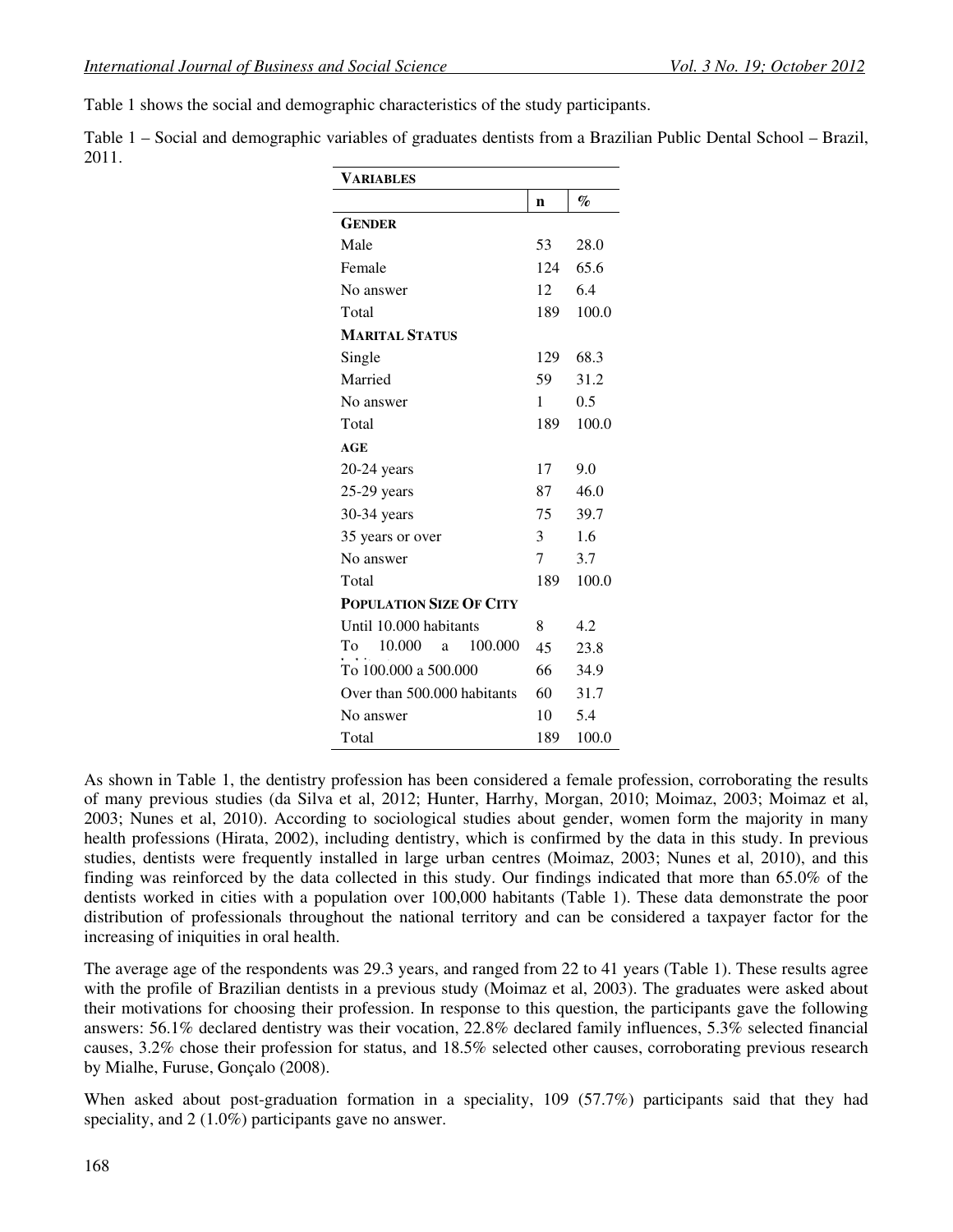Table 1 shows the social and demographic characteristics of the study participants.

Table 1 – Social and demographic variables of graduates dentists from a Brazilian Public Dental School – Brazil, 2011.

| **VARIABLES** | | |
|---|---|---|
| | **n** | **%** |
| **GENDER** | | |
| Male | 53 | 28.0 |
| Female | 124 | 65.6 |
| No answer | 12 | 6.4 |
| Total | 189 | 100.0 |
| **MARITAL STATUS** | | |
| Single | 129 | 68.3 |
| Married | 59 | 31.2 |
| No answer | 1 | 0.5 |
| Total | 189 | 100.0 |
| **AGE** | | |
| 20-24 years | 17 | 9.0 |
| 25-29 years | 87 | 46.0 |
| 30-34 years | 75 | 39.7 |
| 35 years or over | 3 | 1.6 |
| No answer | 7 | 3.7 |
| Total | 189 | 100.0 |
| **POPULATION SIZE OF CITY** | | |
| Until 10.000 habitants | 8 | 4.2 |
| To 10.000 a 100.000 | 45 | 23.8 |
| To 100.000 a 500.000 | 66 | 34.9 |
| Over than 500.000 habitants | 60 | 31.7 |
| No answer | 10 | 5.4 |
| Total | 189 | 100.0 |

As shown in Table 1, the dentistry profession has been considered a female profession, corroborating the results of many previous studies (da Silva et al, 2012; Hunter, Harrhy, Morgan, 2010; Moimaz, 2003; Moimaz et al, 2003; Nunes et al, 2010). According to sociological studies about gender, women form the majority in many health professions (Hirata, 2002), including dentistry, which is confirmed by the data in this study. In previous studies, dentists were frequently installed in large urban centres (Moimaz, 2003; Nunes et al, 2010), and this finding was reinforced by the data collected in this study. Our findings indicated that more than 65.0% of the dentists worked in cities with a population over 100,000 habitants (Table 1). These data demonstrate the poor distribution of professionals throughout the national territory and can be considered a taxpayer factor for the increasing of iniquities in oral health.

The average age of the respondents was 29.3 years, and ranged from 22 to 41 years (Table 1). These results agree with the profile of Brazilian dentists in a previous study (Moimaz et al, 2003). The graduates were asked about their motivations for choosing their profession. In response to this question, the participants gave the following answers: 56.1% declared dentistry was their vocation, 22.8% declared family influences, 5.3% selected financial causes, 3.2% chose their profession for status, and 18.5% selected other causes, corroborating previous research by Mialhe, Furuse, Gonçalo (2008).

When asked about post-graduation formation in a speciality, 109 (57.7%) participants said that they had speciality, and 2 (1.0%) participants gave no answer.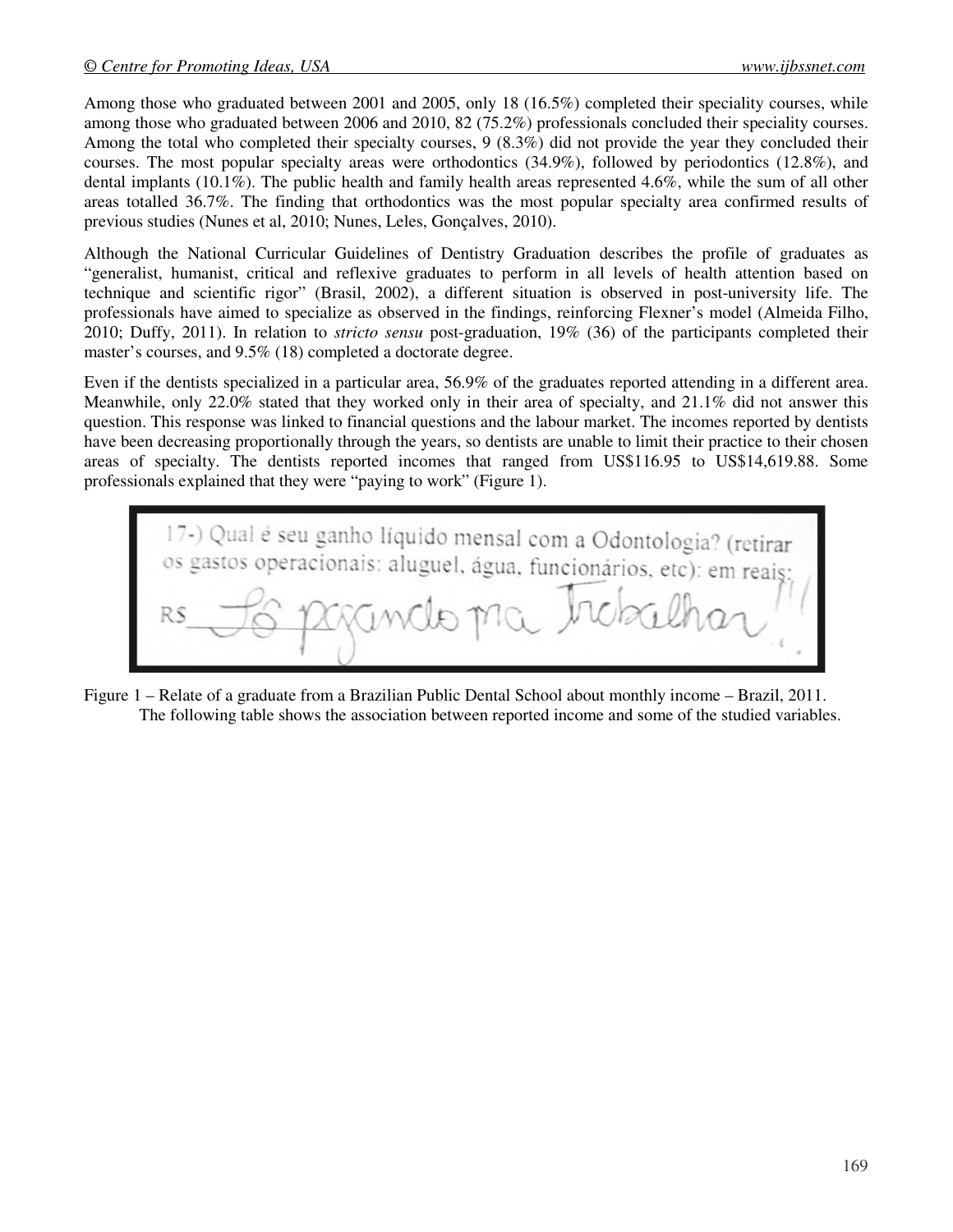Among those who graduated between 2001 and 2005, only 18 (16.5%) completed their speciality courses, while among those who graduated between 2006 and 2010, 82 (75.2%) professionals concluded their speciality courses. Among the total who completed their specialty courses, 9 (8.3%) did not provide the year they concluded their courses. The most popular specialty areas were orthodontics (34.9%), followed by periodontics (12.8%), and dental implants (10.1%). The public health and family health areas represented 4.6%, while the sum of all other areas totalled 36.7%. The finding that orthodontics was the most popular specialty area confirmed results of previous studies (Nunes et al, 2010; Nunes, Leles, Gonçalves, 2010).

Although the National Curricular Guidelines of Dentistry Graduation describes the profile of graduates as "generalist, humanist, critical and reflexive graduates to perform in all levels of health attention based on technique and scientific rigor" (Brasil, 2002), a different situation is observed in post-university life. The professionals have aimed to specialize as observed in the findings, reinforcing Flexner's model (Almeida Filho, 2010; Duffy, 2011). In relation to *stricto sensu* post-graduation, 19% (36) of the participants completed their master's courses, and 9.5% (18) completed a doctorate degree.

Even if the dentists specialized in a particular area, 56.9% of the graduates reported attending in a different area. Meanwhile, only 22.0% stated that they worked only in their area of specialty, and 21.1% did not answer this question. This response was linked to financial questions and the labour market. The incomes reported by dentists have been decreasing proportionally through the years, so dentists are unable to limit their practice to their chosen areas of specialty. The dentists reported incomes that ranged from US$116.95 to US$14,619.88. Some professionals explained that they were "paying to work" (Figure 1).

17-) Qual é seu ganho líquido mensal com a Odontologia? (retirar os gastos operacionais: aluguel, água, funcionários, etc): em reais:

R$ Tô pagando pra Trabalhar!!!

Figure 1 – Relate of a graduate from a Brazilian Public Dental School about monthly income – Brazil, 2011.

The following table shows the association between reported income and some of the studied variables.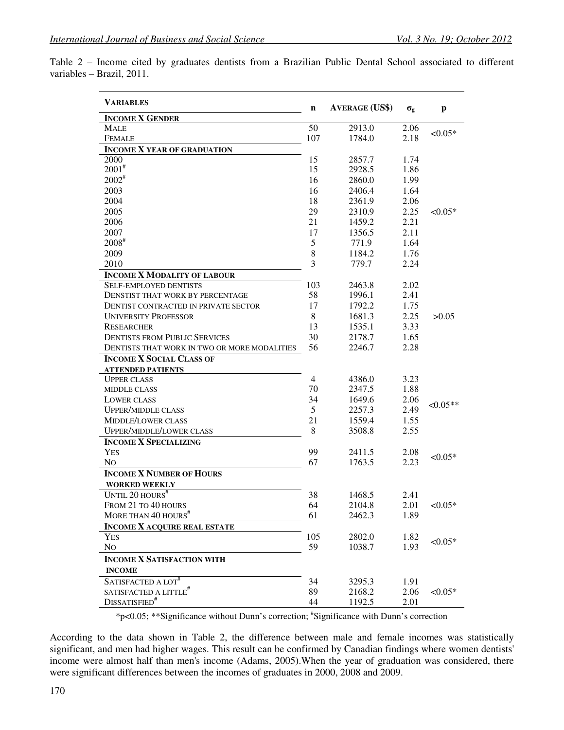Table 2 – Income cited by graduates dentists from a Brazilian Public Dental School associated to different variables – Brazil, 2011.

| VARIABLES | n | AVERAGE (US$) | $\sigma_g$ | p |
|---|---|---|---|---|
| **INCOME X GENDER** | | | | |
| MALE | 50 | 2913.0 | 2.06 | <0.05* |
| FEMALE | 107 | 1784.0 | 2.18 | |
| **INCOME X YEAR OF GRADUATION** | | | | |
| 2000 | 15 | 2857.7 | 1.74 | <0.05* |
| 2001# | 15 | 2928.5 | 1.86 | |
| 2002# | 16 | 2860.0 | 1.99 | |
| 2003 | 16 | 2406.4 | 1.64 | |
| 2004 | 18 | 2361.9 | 2.06 | |
| 2005 | 29 | 2310.9 | 2.25 | |
| 2006 | 21 | 1459.2 | 2.21 | |
| 2007 | 17 | 1356.5 | 2.11 | |
| 2008# | 5 | 771.9 | 1.64 | |
| 2009 | 8 | 1184.2 | 1.76 | |
| 2010 | 3 | 779.7 | 2.24 | |
| **INCOME X MODALITY OF LABOUR** | | | | |
| SELF-EMPLOYED DENTISTS | 103 | 2463.8 | 2.02 | >0.05 |
| DENSTIST THAT WORK BY PERCENTAGE | 58 | 1996.1 | 2.41 | |
| DENTIST CONTRACTED IN PRIVATE SECTOR | 17 | 1792.2 | 1.75 | |
| UNIVERSITY PROFESSOR | 8 | 1681.3 | 2.25 | |
| RESEARCHER | 13 | 1535.1 | 3.33 | |
| DENTISTS FROM PUBLIC SERVICES | 30 | 2178.7 | 1.65 | |
| DENTISTS THAT WORK IN TWO OR MORE MODALITIES | 56 | 2246.7 | 2.28 | |
| **INCOME X SOCIAL CLASS OF ATTENDED PATIENTS** | | | | |
| UPPER CLASS | 4 | 4386.0 | 3.23 | <0.05** |
| MIDDLE CLASS | 70 | 2347.5 | 1.88 | |
| LOWER CLASS | 34 | 1649.6 | 2.06 | |
| UPPER/MIDDLE CLASS | 5 | 2257.3 | 2.49 | |
| MIDDLE/LOWER CLASS | 21 | 1559.4 | 1.55 | |
| UPPER/MIDDLE/LOWER CLASS | 8 | 3508.8 | 2.55 | |
| **INCOME X SPECIALIZING** | | | | |
| YES | 99 | 2411.5 | 2.08 | <0.05* |
| NO | 67 | 1763.5 | 2.23 | |
| **INCOME X NUMBER OF HOURS WORKED WEEKLY** | | | | |
| UNTIL 20 HOURS# | 38 | 1468.5 | 2.41 | <0.05* |
| FROM 21 TO 40 HOURS | 64 | 2104.8 | 2.01 | |
| MORE THAN 40 HOURS# | 61 | 2462.3 | 1.89 | |
| **INCOME X ACQUIRE REAL ESTATE** | | | | |
| YES | 105 | 2802.0 | 1.82 | <0.05* |
| NO | 59 | 1038.7 | 1.93 | |
| **INCOME X SATISFACTION WITH INCOME** | | | | |
| SATISFACTED A LOT# | 34 | 3295.3 | 1.91 | <0.05* |
| SATISFACTED A LITTLE# | 89 | 2168.2 | 2.06 | |
| DISSATISFIED# | 44 | 1192.5 | 2.01 | |

*p<0.05; **Significance without Dunn's correction; #Significance with Dunn's correction

According to the data shown in Table 2, the difference between male and female incomes was statistically significant, and men had higher wages. This result can be confirmed by Canadian findings where women dentists' income were almost half than men's income (Adams, 2005).When the year of graduation was considered, there were significant differences between the incomes of graduates in 2000, 2008 and 2009.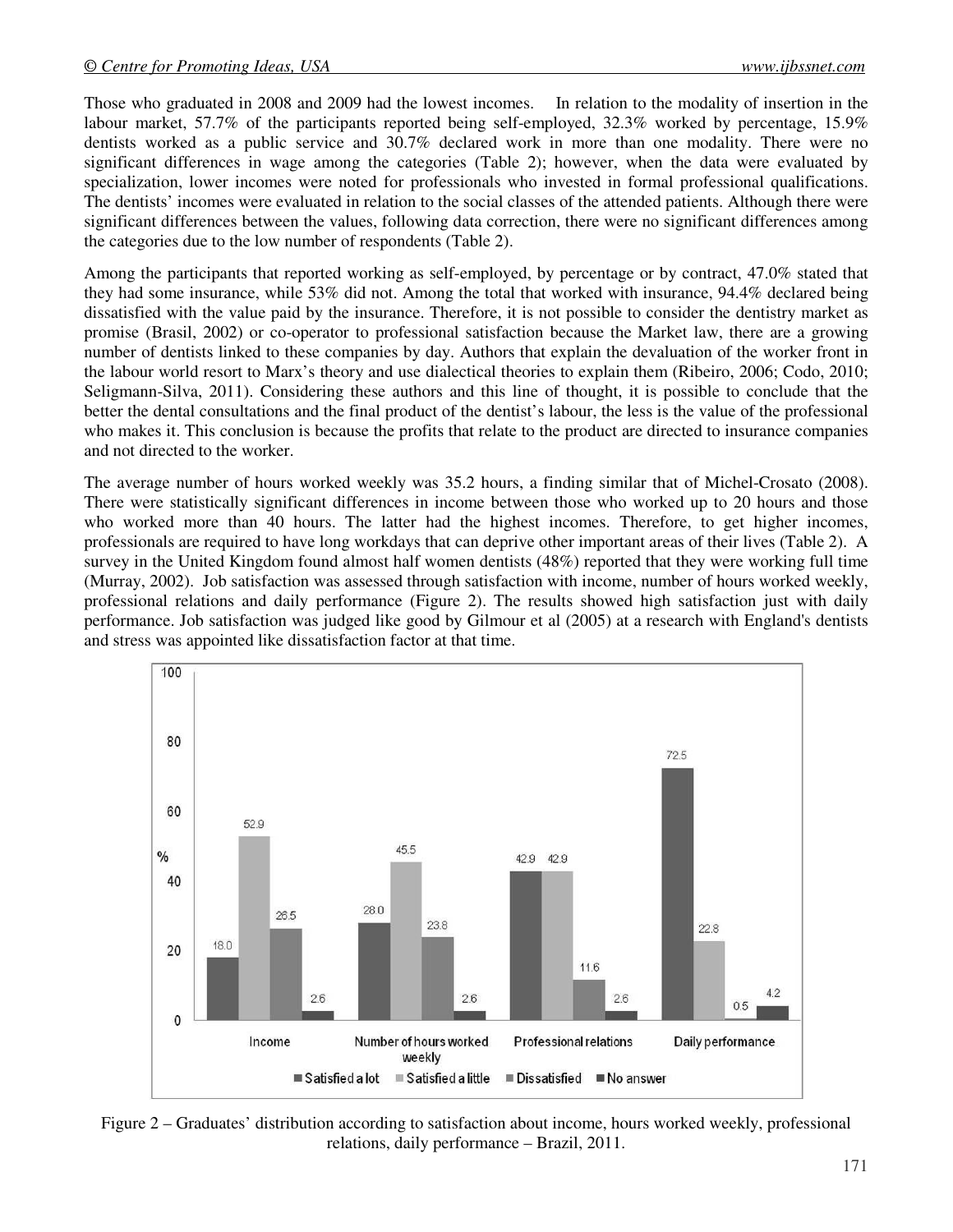Those who graduated in 2008 and 2009 had the lowest incomes. In relation to the modality of insertion in the labour market, 57.7% of the participants reported being self-employed, 32.3% worked by percentage, 15.9% dentists worked as a public service and 30.7% declared work in more than one modality. There were no significant differences in wage among the categories (Table 2); however, when the data were evaluated by specialization, lower incomes were noted for professionals who invested in formal professional qualifications. The dentists' incomes were evaluated in relation to the social classes of the attended patients. Although there were significant differences between the values, following data correction, there were no significant differences among the categories due to the low number of respondents (Table 2).

Among the participants that reported working as self-employed, by percentage or by contract, 47.0% stated that they had some insurance, while 53% did not. Among the total that worked with insurance, 94.4% declared being dissatisfied with the value paid by the insurance. Therefore, it is not possible to consider the dentistry market as promise (Brasil, 2002) or co-operator to professional satisfaction because the Market law, there are a growing number of dentists linked to these companies by day. Authors that explain the devaluation of the worker front in the labour world resort to Marx's theory and use dialectical theories to explain them (Ribeiro, 2006; Codo, 2010; Seligmann-Silva, 2011). Considering these authors and this line of thought, it is possible to conclude that the better the dental consultations and the final product of the dentist's labour, the less is the value of the professional who makes it. This conclusion is because the profits that relate to the product are directed to insurance companies and not directed to the worker.

The average number of hours worked weekly was 35.2 hours, a finding similar that of Michel-Crosato (2008). There were statistically significant differences in income between those who worked up to 20 hours and those who worked more than 40 hours. The latter had the highest incomes. Therefore, to get higher incomes, professionals are required to have long workdays that can deprive other important areas of their lives (Table 2). A survey in the United Kingdom found almost half women dentists (48%) reported that they were working full time (Murray, 2002). Job satisfaction was assessed through satisfaction with income, number of hours worked weekly, professional relations and daily performance (Figure 2). The results showed high satisfaction just with daily performance. Job satisfaction was judged like good by Gilmour et al (2005) at a research with England's dentists and stress was appointed like dissatisfaction factor at that time.

| % | Income | Number of hours worked weekly | Professional relations | Daily performance |
|---|---|---|---|---|
| Satisfied a lot | 18.0 | 28.0 | 42.9 | 72.5 |
| Satisfied a little | 52.9 | 45.5 | 42.9 | 22.8 |
| Dissatisfied | 26.5 | 23.8 | 11.6 | 0.5 |
| No answer | 2.6 | 2.6 | 2.6 | 4.2 |

Figure 2 – Graduates' distribution according to satisfaction about income, hours worked weekly, professional relations, daily performance – Brazil, 2011.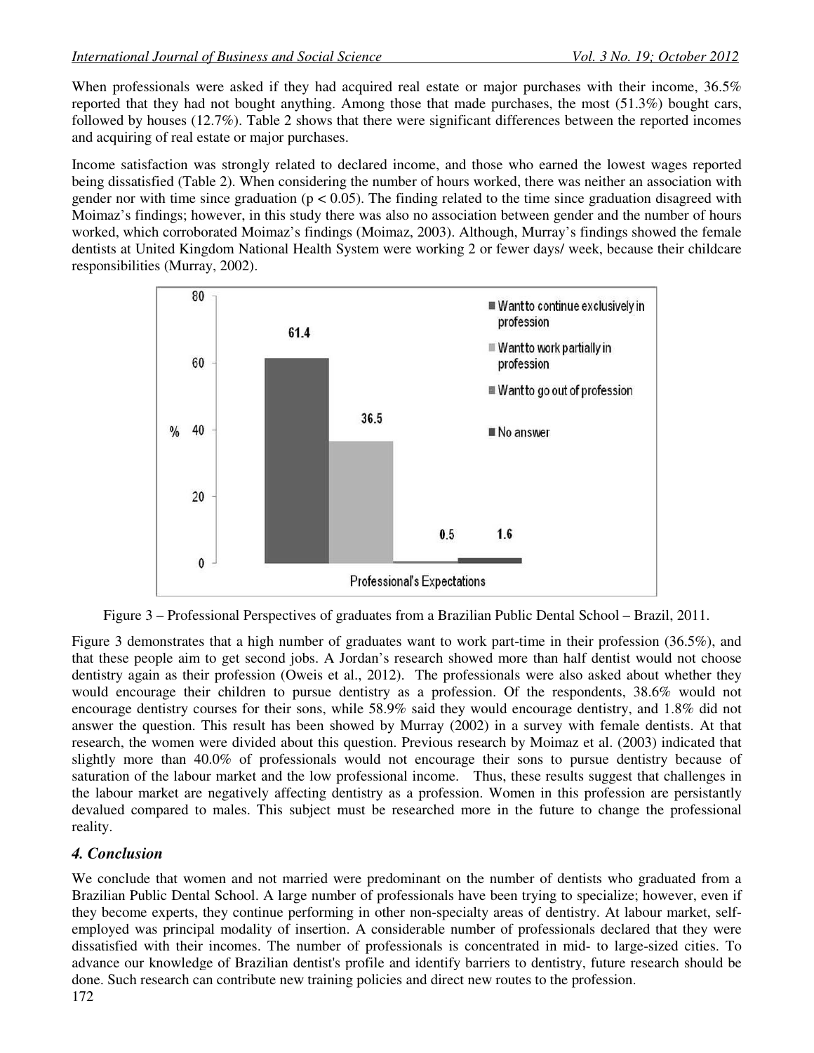When professionals were asked if they had acquired real estate or major purchases with their income, 36.5% reported that they had not bought anything. Among those that made purchases, the most (51.3%) bought cars, followed by houses (12.7%). Table 2 shows that there were significant differences between the reported incomes and acquiring of real estate or major purchases.

Income satisfaction was strongly related to declared income, and those who earned the lowest wages reported being dissatisfied (Table 2). When considering the number of hours worked, there was neither an association with gender nor with time since graduation ($p < 0.05$). The finding related to the time since graduation disagreed with Moimaz's findings; however, in this study there was also no association between gender and the number of hours worked, which corroborated Moimaz's findings (Moimaz, 2003). Although, Murray's findings showed the female dentists at United Kingdom National Health System were working 2 or fewer days/ week, because their childcare responsibilities (Murray, 2002).

Figure 3 – Professional Perspectives of graduates from a Brazilian Public Dental School – Brazil, 2011.

Figure 3 demonstrates that a high number of graduates want to work part-time in their profession (36.5%), and that these people aim to get second jobs. A Jordan's research showed more than half dentist would not choose dentistry again as their profession (Oweis et al., 2012). The professionals were also asked about whether they would encourage their children to pursue dentistry as a profession. Of the respondents, 38.6% would not encourage dentistry courses for their sons, while 58.9% said they would encourage dentistry, and 1.8% did not answer the question. This result has been showed by Murray (2002) in a survey with female dentists. At that research, the women were divided about this question. Previous research by Moimaz et al. (2003) indicated that slightly more than 40.0% of professionals would not encourage their sons to pursue dentistry because of saturation of the labour market and the low professional income. Thus, these results suggest that challenges in the labour market are negatively affecting dentistry as a profession. Women in this profession are persistantly devalued compared to males. This subject must be researched more in the future to change the professional reality.

## 4. Conclusion

We conclude that women and not married were predominant on the number of dentists who graduated from a Brazilian Public Dental School. A large number of professionals have been trying to specialize; however, even if they become experts, they continue performing in other non-specialty areas of dentistry. At labour market, self-employed was principal modality of insertion. A considerable number of professionals declared that they were dissatisfied with their incomes. The number of professionals is concentrated in mid- to large-sized cities. To advance our knowledge of Brazilian dentist's profile and identify barriers to dentistry, future research should be done. Such research can contribute new training policies and direct new routes to the profession.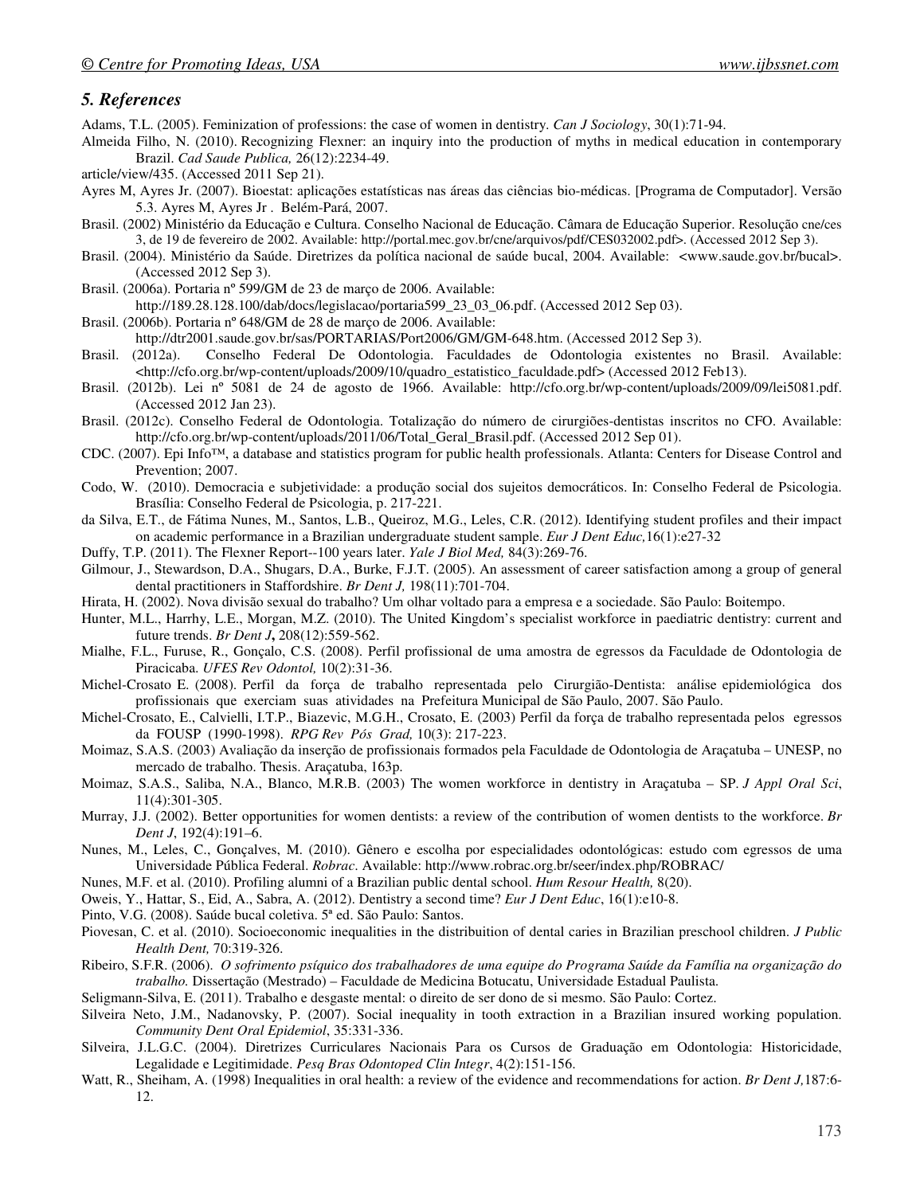## *5. References*

Adams, T.L. (2005). Feminization of professions: the case of women in dentistry. *Can J Sociology*, 30(1):71-94.

Almeida Filho, N. (2010). Recognizing Flexner: an inquiry into the production of myths in medical education in contemporary Brazil. *Cad Saude Publica,* 26(12):2234-49.

article/view/435. (Accessed 2011 Sep 21).

Ayres M, Ayres Jr. (2007). Bioestat: aplicações estatísticas nas áreas das ciências bio-médicas. [Programa de Computador]. Versão 5.3. Ayres M, Ayres Jr . Belém-Pará, 2007.

Brasil. (2002) Ministério da Educação e Cultura. Conselho Nacional de Educação. Câmara de Educação Superior. Resolução cne/ces 3, de 19 de fevereiro de 2002. Available: http://portal.mec.gov.br/cne/arquivos/pdf/CES032002.pdf>. (Accessed 2012 Sep 3).

Brasil. (2004). Ministério da Saúde. Diretrizes da política nacional de saúde bucal, 2004. Available: <www.saude.gov.br/bucal>. (Accessed 2012 Sep 3).

Brasil. (2006a). Portaria nº 599/GM de 23 de março de 2006. Available: http://189.28.128.100/dab/docs/legislacao/portaria599_23_03_06.pdf. (Accessed 2012 Sep 03).

Brasil. (2006b). Portaria nº 648/GM de 28 de março de 2006. Available: http://dtr2001.saude.gov.br/sas/PORTARIAS/Port2006/GM/GM-648.htm. (Accessed 2012 Sep 3).

Brasil. (2012a). Conselho Federal De Odontologia. Faculdades de Odontologia existentes no Brasil. Available: <http://cfo.org.br/wp-content/uploads/2009/10/quadro_estatistico_faculdade.pdf> (Accessed 2012 Feb13).

Brasil. (2012b). Lei nº 5081 de 24 de agosto de 1966. Available: http://cfo.org.br/wp-content/uploads/2009/09/lei5081.pdf. (Accessed 2012 Jan 23).

Brasil. (2012c). Conselho Federal de Odontologia. Totalização do número de cirurgiões-dentistas inscritos no CFO. Available: http://cfo.org.br/wp-content/uploads/2011/06/Total_Geral_Brasil.pdf. (Accessed 2012 Sep 01).

CDC. (2007). Epi Info™, a database and statistics program for public health professionals. Atlanta: Centers for Disease Control and Prevention; 2007.

Codo, W. (2010). Democracia e subjetividade: a produção social dos sujeitos democráticos. In: Conselho Federal de Psicologia. Brasília: Conselho Federal de Psicologia, p. 217-221.

da Silva, E.T., de Fátima Nunes, M., Santos, L.B., Queiroz, M.G., Leles, C.R. (2012). Identifying student profiles and their impact on academic performance in a Brazilian undergraduate student sample. *Eur J Dent Educ,*16(1):e27-32

Duffy, T.P. (2011). The Flexner Report--100 years later. *Yale J Biol Med,* 84(3):269-76.

Gilmour, J., Stewardson, D.A., Shugars, D.A., Burke, F.J.T. (2005). An assessment of career satisfaction among a group of general dental practitioners in Staffordshire. *Br Dent J,* 198(11):701-704.

Hirata, H. (2002). Nova divisão sexual do trabalho? Um olhar voltado para a empresa e a sociedade. São Paulo: Boitempo.

Hunter, M.L., Harrhy, L.E., Morgan, M.Z. (2010). The United Kingdom's specialist workforce in paediatric dentistry: current and future trends. *Br Dent J***,** 208(12):559-562.

Mialhe, F.L., Furuse, R., Gonçalo, C.S. (2008). Perfil profissional de uma amostra de egressos da Faculdade de Odontologia de Piracicaba. *UFES Rev Odontol,* 10(2):31-36.

Michel-Crosato E. (2008). Perfil da força de trabalho representada pelo Cirurgião-Dentista: análise epidemiológica dos profissionais que exerciam suas atividades na Prefeitura Municipal de São Paulo, 2007. São Paulo.

Michel-Crosato, E., Calvielli, I.T.P., Biazevic, M.G.H., Crosato, E. (2003) Perfil da força de trabalho representada pelos egressos da FOUSP (1990-1998). *RPG Rev Pós Grad,* 10(3): 217-223.

Moimaz, S.A.S. (2003) Avaliação da inserção de profissionais formados pela Faculdade de Odontologia de Araçatuba – UNESP, no mercado de trabalho. Thesis. Araçatuba, 163p.

Moimaz, S.A.S., Saliba, N.A., Blanco, M.R.B. (2003) The women workforce in dentistry in Araçatuba – SP. *J Appl Oral Sci*, 11(4):301-305.

Murray, J.J. (2002). Better opportunities for women dentists: a review of the contribution of women dentists to the workforce. *Br Dent J*, 192(4):191–6.

Nunes, M., Leles, C., Gonçalves, M. (2010). Gênero e escolha por especialidades odontológicas: estudo com egressos de uma Universidade Pública Federal. *Robrac*. Available: http://www.robrac.org.br/seer/index.php/ROBRAC/

Nunes, M.F. et al. (2010). Profiling alumni of a Brazilian public dental school. *Hum Resour Health,* 8(20).

Oweis, Y., Hattar, S., Eid, A., Sabra, A. (2012). Dentistry a second time? *Eur J Dent Educ*, 16(1):e10-8.

Pinto, V.G. (2008). Saúde bucal coletiva. 5ª ed. São Paulo: Santos.

Piovesan, C. et al. (2010). Socioeconomic inequalities in the distribuition of dental caries in Brazilian preschool children. *J Public Health Dent,* 70:319-326.

Ribeiro, S.F.R. (2006). *O sofrimento psíquico dos trabalhadores de uma equipe do Programa Saúde da Família na organização do trabalho.* Dissertação (Mestrado) – Faculdade de Medicina Botucatu, Universidade Estadual Paulista.

Seligmann-Silva, E. (2011). Trabalho e desgaste mental: o direito de ser dono de si mesmo. São Paulo: Cortez.

Silveira Neto, J.M., Nadanovsky, P. (2007). Social inequality in tooth extraction in a Brazilian insured working population. *Community Dent Oral Epidemiol*, 35:331-336.

Silveira, J.L.G.C. (2004). Diretrizes Curriculares Nacionais Para os Cursos de Graduação em Odontologia: Historicidade, Legalidade e Legitimidade. *Pesq Bras Odontoped Clin Integr*, 4(2):151-156.

Watt, R., Sheiham, A. (1998) Inequalities in oral health: a review of the evidence and recommendations for action. *Br Dent J,*187:6-12.